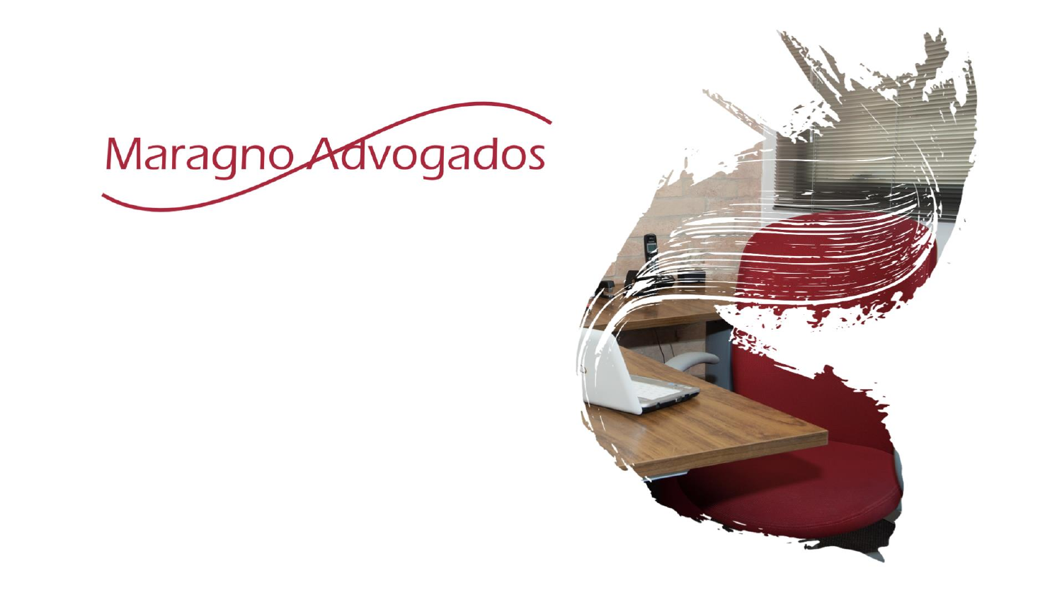# Maragno Advogados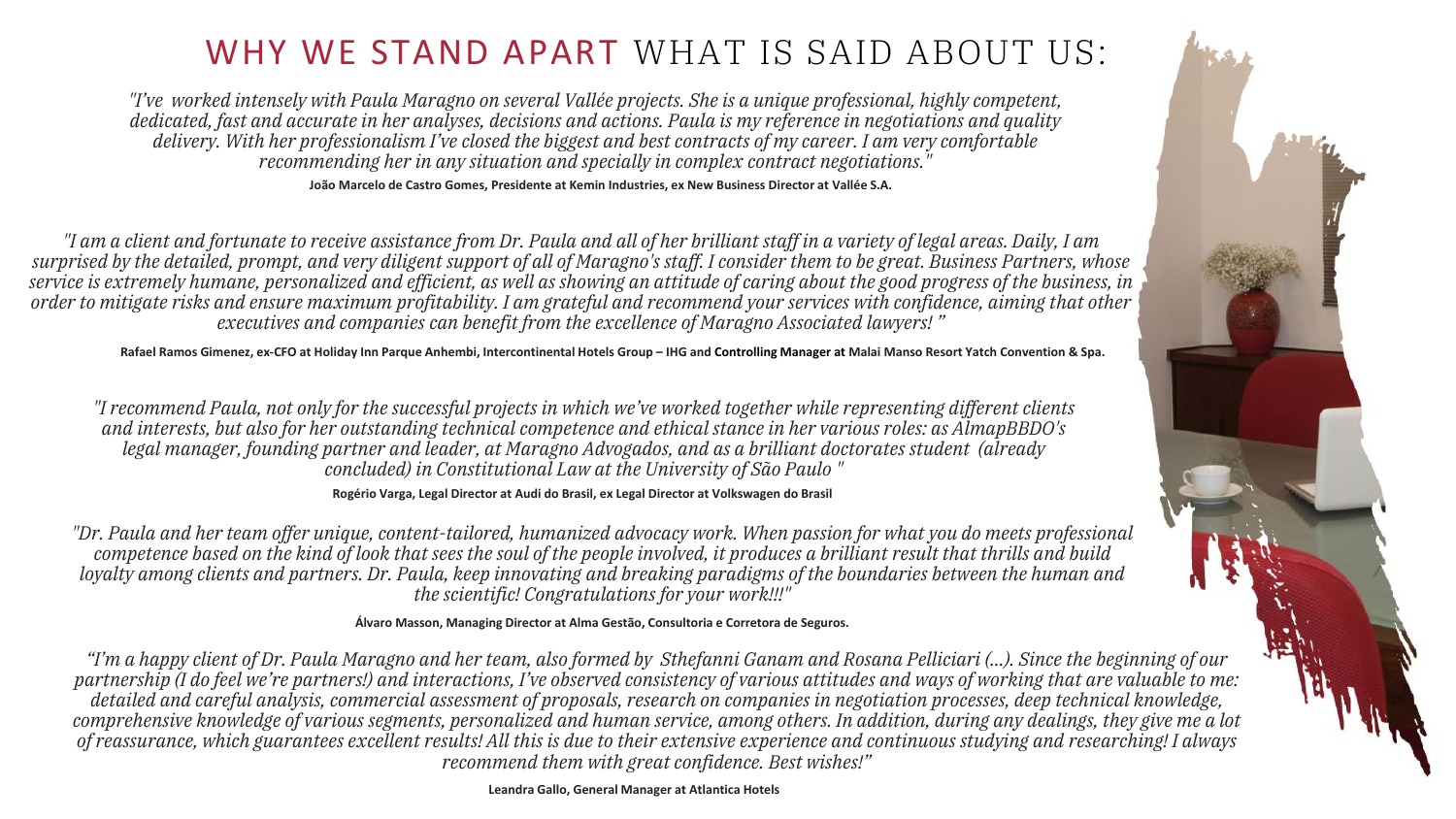# WHY WE STAND APART WHAT IS SAID ABOUT US:

*"I've worked intensely with Paula Maragno on several Vallée projects. She is a unique professional, highly competent, dedicated, fast and accurate in her analyses, decisions and actions. Paula is my reference in negotiations and quality delivery. With her professionalism I've closed the biggest and best contracts of my career. I am very comfortable recommending her in any situation and specially in complex contract negotiations."*

**João Marcelo de Castro Gomes, Presidente at Kemin Industries, ex New Business Director at Vallée S.A.**

*"I am a client and fortunate to receive assistance from Dr. Paula and all of her brilliant staff in a variety of legal areas. Daily, I am surprised by the detailed, prompt, and very diligent support of all of Maragno's staff. I consider them to be great. Business Partners, whose service is extremely humane, personalized and efficient, as well as showing an attitude of caring about the good progress of the business, in order to mitigate risks and ensure maximum profitability. I am grateful and recommend your services with confidence, aiming that other executives and companies can benefit from the excellence of Maragno Associated lawyers! "*

**Rafael Ramos Gimenez, ex-CFO at Holiday Inn Parque Anhembi, Intercontinental Hotels Group – IHG and Controlling Manager at Malai Manso Resort Yatch Convention & Spa.**

*"I recommend Paula, not only for the successful projects in which we've worked together while representing different clients and interests, but also for her outstanding technical competence and ethical stance in her various roles: as AlmapBBDO's legal manager, founding partner and leader, at Maragno Advogados, and as a brilliant doctorates student (already concluded) in Constitutional Law at the University of São Paulo "*

**Rogério Varga, Legal Director at Audi do Brasil, ex Legal Director at Volkswagen do Brasil**

*"Dr. Paula and her team offer unique, content-tailored, humanized advocacy work. When passion for what you do meets professional competence based on the kind of look that sees the soul of the people involved, it produces a brilliant result that thrills and build loyalty among clients and partners. Dr. Paula, keep innovating and breaking paradigms of the boundaries between the human and the scientific! Congratulations for your work!!!"*

**Álvaro Masson, Managing Director at Alma Gestão, Consultoria e Corretora de Seguros.**

*"I'm a happy client of Dr. Paula Maragno and her team, also formed by Sthefanni Ganam and Rosana Pelliciari (...). Since the beginning of our partnership (I do feel we're partners!) and interactions, I've observed consistency of various attitudes and ways of working that are valuable to me: detailed and careful analysis, commercial assessment of proposals, research on companies in negotiation processes, deep technical knowledge, comprehensive knowledge of various segments, personalized and human service, among others. In addition, during any dealings, they give me a lot of reassurance, which guarantees excellent results! All this is due to their extensive experience and continuous studying and researching! I always recommend them with great confidence. Best wishes!"*

**Leandra Gallo, General Manager at Atlantica Hotels**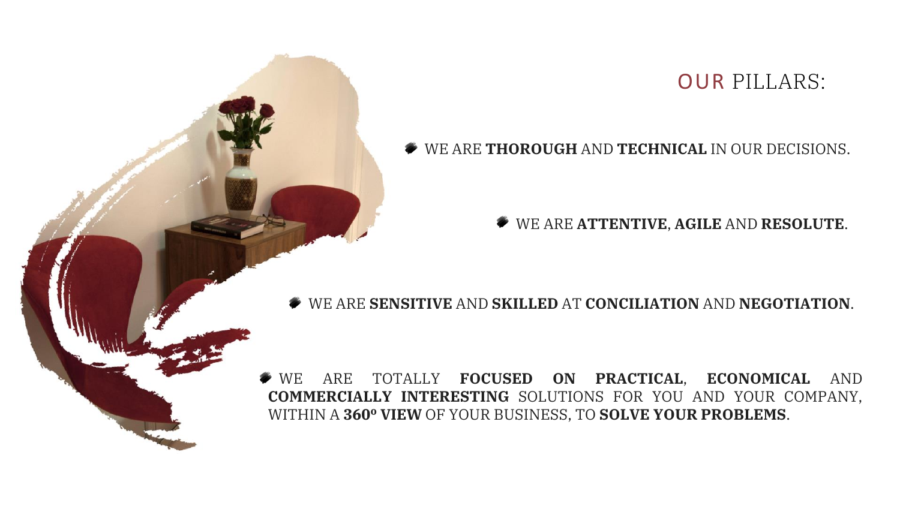## OUR PILLARS:

- WE ARE **THOROUGH** AND **TECHNICAL** IN OUR DECISIONS.
- WE ARE **ATTENTIVE**, **AGILE** AND **RESOLUTE**.
- WE ARE **SENSITIVE** AND **SKILLED** AT **CONCILIATION** AND **NEGOTIATION**.
- WE ARE TOTALLY **FOCUSED ON PRACTICAL**, **ECONOMICAL** AND **COMMERCIALLY INTERESTING** SOLUTIONS FOR YOU AND YOUR COMPANY, WITHIN A **360º VIEW** OF YOUR BUSINESS, TO **SOLVE YOUR PROBLEMS**.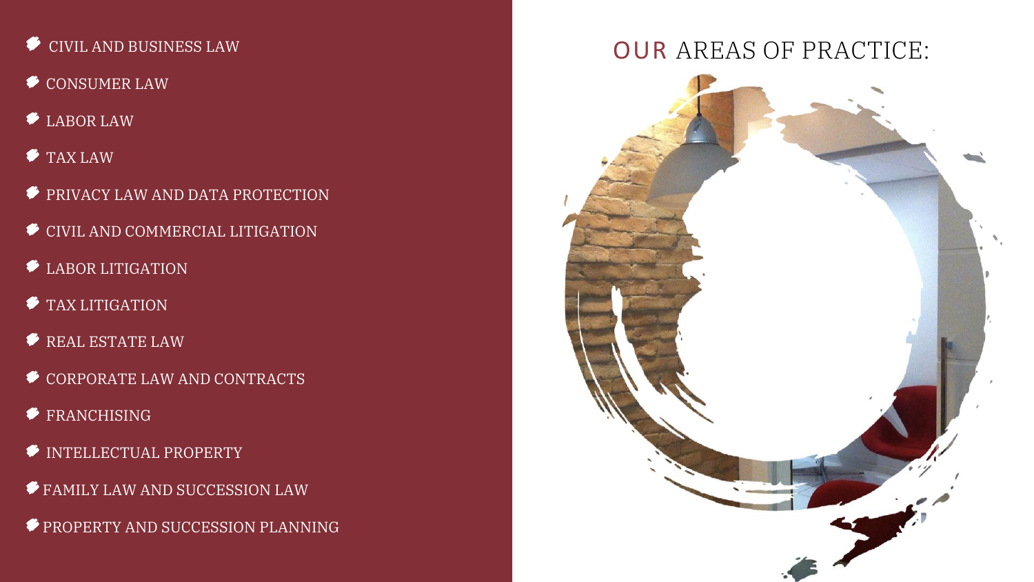## OUR AREAS OF PRACTICE:

- CIVIL AND BUSINESS LAW
- CONSUMER LAW
- LABOR LAW
- TAX LAW
- PRIVACY LAW AND DATA PROTECTION
- CIVIL AND COMMERCIAL LITIGATION
- LABOR LITIGATION
- TAX LITIGATION
- REAL ESTATE LAW
- CORPORATE LAW AND CONTRACTS
- FRANCHISING
- INTELLECTUAL PROPERTY
- FAMILY LAW AND SUCCESSION LAW
- PROPERTY AND SUCCESSION PLANNING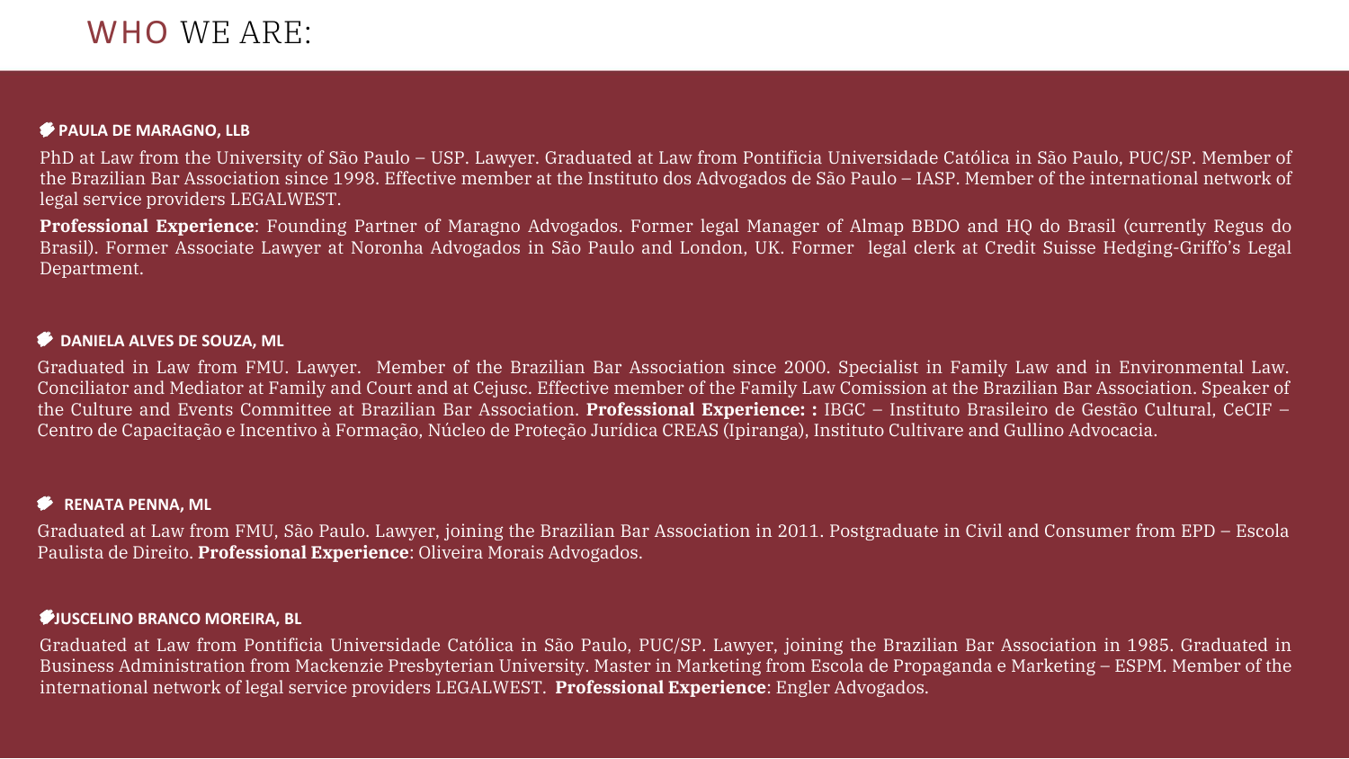# WHO WE ARE:

**PAULA DE MARAGNO, LLB**

PhD at Law from the University of São Paulo – USP. Lawyer. Graduated at Law from Pontificia Universidade Católica in São Paulo, PUC/SP. Member of the Brazilian Bar Association since 1998. Effective member at the Instituto dos Advogados de São Paulo – IASP. Member of the international network of legal service providers LEGALWEST.

**Professional Experience**: Founding Partner of Maragno Advogados. Former legal Manager of Almap BBDO and HQ do Brasil (currently Regus do Brasil). Former Associate Lawyer at Noronha Advogados in São Paulo and London, UK. Former legal clerk at Credit Suisse Hedging-Griffo's Legal Department.

**DANIELA ALVES DE SOUZA, ML**

Graduated in Law from FMU. Lawyer. Member of the Brazilian Bar Association since 2000. Specialist in Family Law and in Environmental Law. Conciliator and Mediator at Family and Court and at Cejusc. Effective member of the Family Law Comission at the Brazilian Bar Association. Speaker of the Culture and Events Committee at Brazilian Bar Association. **Professional Experience: :** IBGC – Instituto Brasileiro de Gestão Cultural, CeCIF – Centro de Capacitação e Incentivo à Formação, Núcleo de Proteção Jurídica CREAS (Ipiranga), Instituto Cultivare and Gullino Advocacia.

**RENATA PENNA, ML**

Graduated at Law from FMU, São Paulo. Lawyer, joining the Brazilian Bar Association in 2011. Postgraduate in Civil and Consumer from EPD – Escola Paulista de Direito. **Professional Experience**: Oliveira Morais Advogados.

**JUSCELINO BRANCO MOREIRA, BL**

Graduated at Law from Pontificia Universidade Católica in São Paulo, PUC/SP. Lawyer, joining the Brazilian Bar Association in 1985. Graduated in Business Administration from Mackenzie Presbyterian University. Master in Marketing from Escola de Propaganda e Marketing – ESPM. Member of the international network of legal service providers LEGALWEST. **Professional Experience**: Engler Advogados.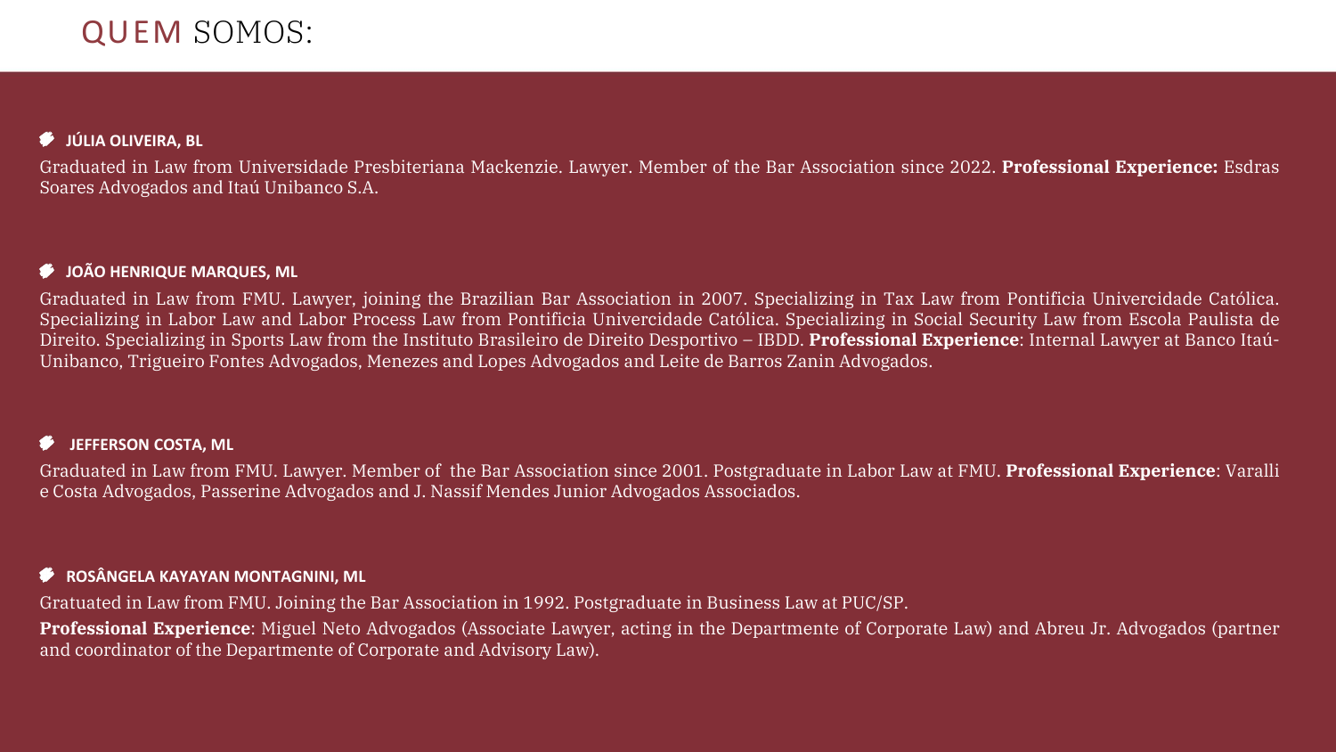# QUEM SOMOS:

### JÚLIA OLIVEIRA, BL

Graduated in Law from Universidade Presbiteriana Mackenzie. Lawyer. Member of the Bar Association since 2022. **Professional Experience:** Esdras Soares Advogados and Itaú Unibanco S.A.

### JOÃO HENRIQUE MARQUES, ML

Graduated in Law from FMU. Lawyer, joining the Brazilian Bar Association in 2007. Specializing in Tax Law from Pontificia Univercidade Católica. Specializing in Labor Law and Labor Process Law from Pontificia Univercidade Católica. Specializing in Social Security Law from Escola Paulista de Direito. Specializing in Sports Law from the Instituto Brasileiro de Direito Desportivo – IBDD. **Professional Experience**: Internal Lawyer at Banco Itaú-Unibanco, Trigueiro Fontes Advogados, Menezes and Lopes Advogados and Leite de Barros Zanin Advogados.

### JEFFERSON COSTA, ML

Graduated in Law from FMU. Lawyer. Member of the Bar Association since 2001. Postgraduate in Labor Law at FMU. **Professional Experience**: Varalli e Costa Advogados, Passerine Advogados and J. Nassif Mendes Junior Advogados Associados.

### ROSÂNGELA KAYAYAN MONTAGNINI, ML

Gratuated in Law from FMU. Joining the Bar Association in 1992. Postgraduate in Business Law at PUC/SP.

**Professional Experience**: Miguel Neto Advogados (Associate Lawyer, acting in the Departmente of Corporate Law) and Abreu Jr. Advogados (partner and coordinator of the Departmente of Corporate and Advisory Law).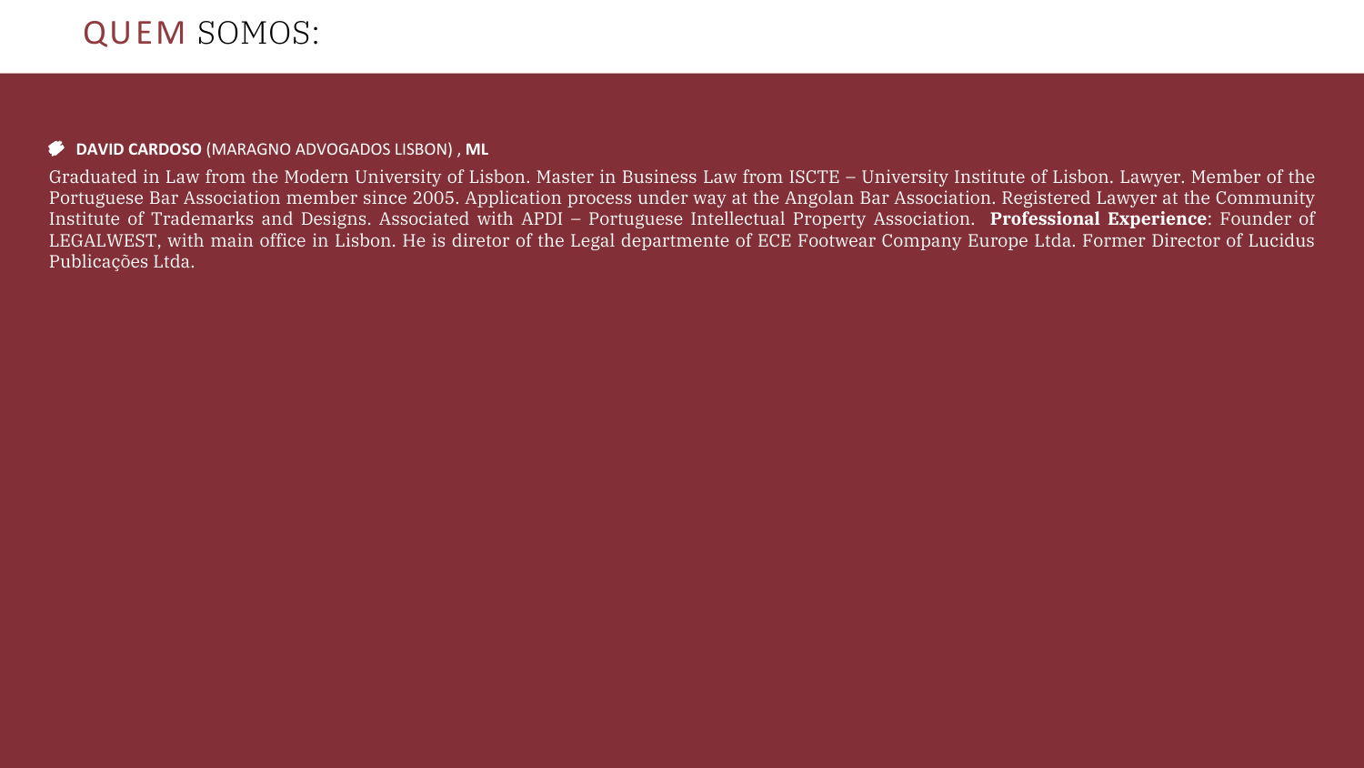# QUEM SOMOS:

- **DAVID CARDOSO** (MARAGNO ADVOGADOS LISBON) , **ML**

Graduated in Law from the Modern University of Lisbon. Master in Business Law from ISCTE – University Institute of Lisbon. Lawyer. Member of the Portuguese Bar Association member since 2005. Application process under way at the Angolan Bar Association. Registered Lawyer at the Community Institute of Trademarks and Designs. Associated with APDI – Portuguese Intellectual Property Association. **Professional Experience**: Founder of LEGALWEST, with main office in Lisbon. He is diretor of the Legal departmente of ECE Footwear Company Europe Ltda. Former Director of Lucidus Publicações Ltda.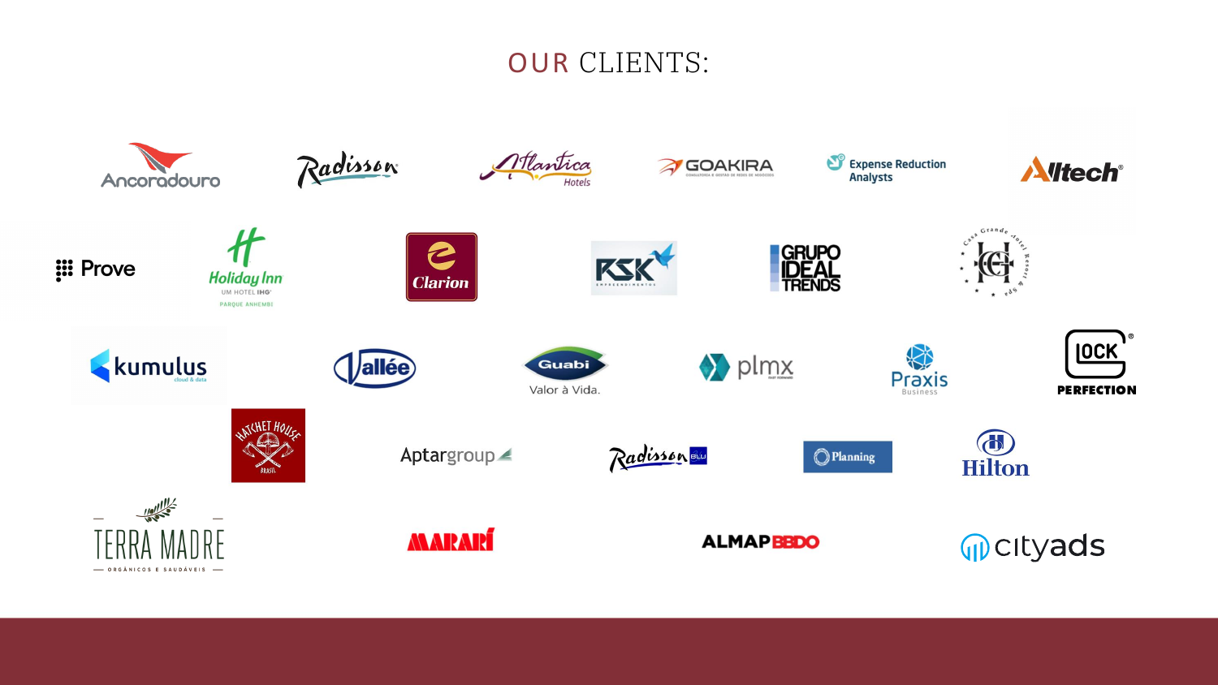# OUR CLIENTS:

Ancoradouro

Radisson

Atlantica Hotels

GOAKIRA

Expense Reduction Analysts

Alltech

Prove

Holiday Inn

Clarion

RSK

GRUPO IDEAL TRENDS

kumulus

Vallée

Guabi Valor à Vida.

plmx

Praxis Business

GLOCK PERFECTION

HATCHET HOUSE BRASIL

Aptargroup

Radisson BLU

Planning

Hilton

TERRA MADRE ORGÂNICOS E SAUDÁVEIS

MARARÍ

ALMAPBBDO

cityads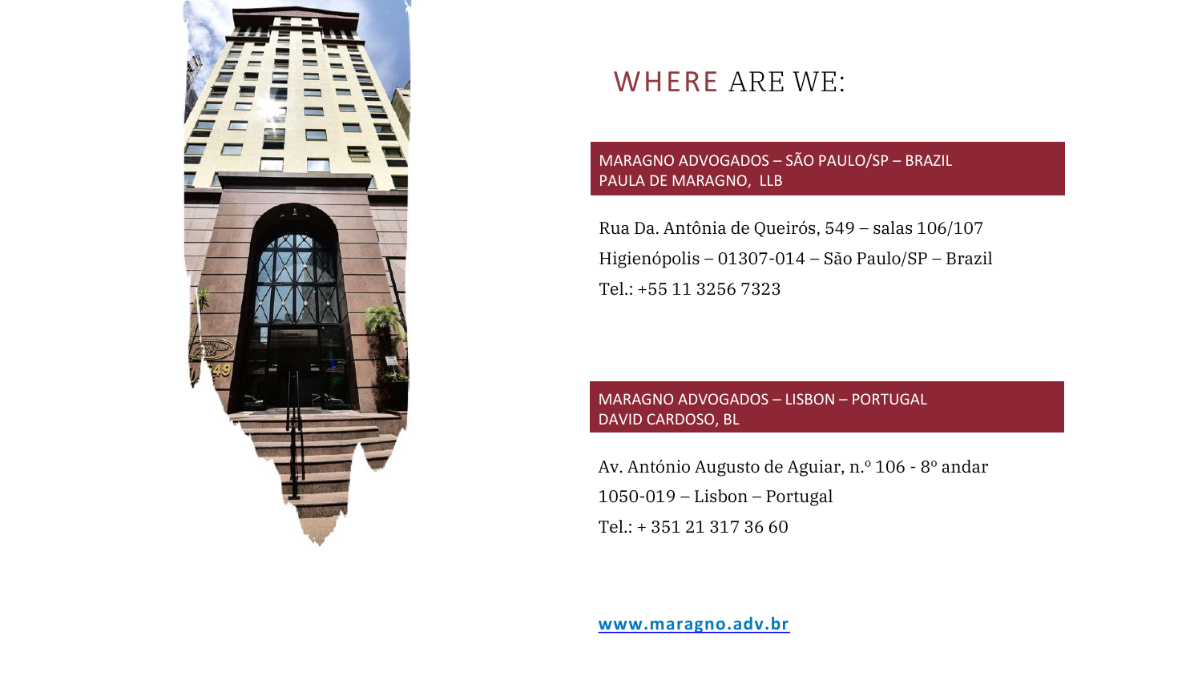# WHERE ARE WE:

**MARAGNO ADVOGADOS – SÃO PAULO/SP – BRAZIL**
**PAULA DE MARAGNO, LLB**

Rua Da. Antônia de Queirós, 549 – salas 106/107
Higienópolis – 01307-014 – São Paulo/SP – Brazil
Tel.: +55 11 3256 7323

**MARAGNO ADVOGADOS – LISBON – PORTUGAL**
**DAVID CARDOSO, BL**

Av. António Augusto de Aguiar, n.º 106 - 8º andar
1050-019 – Lisbon – Portugal
Tel.: + 351 21 317 36 60

**www.maragno.adv.br**